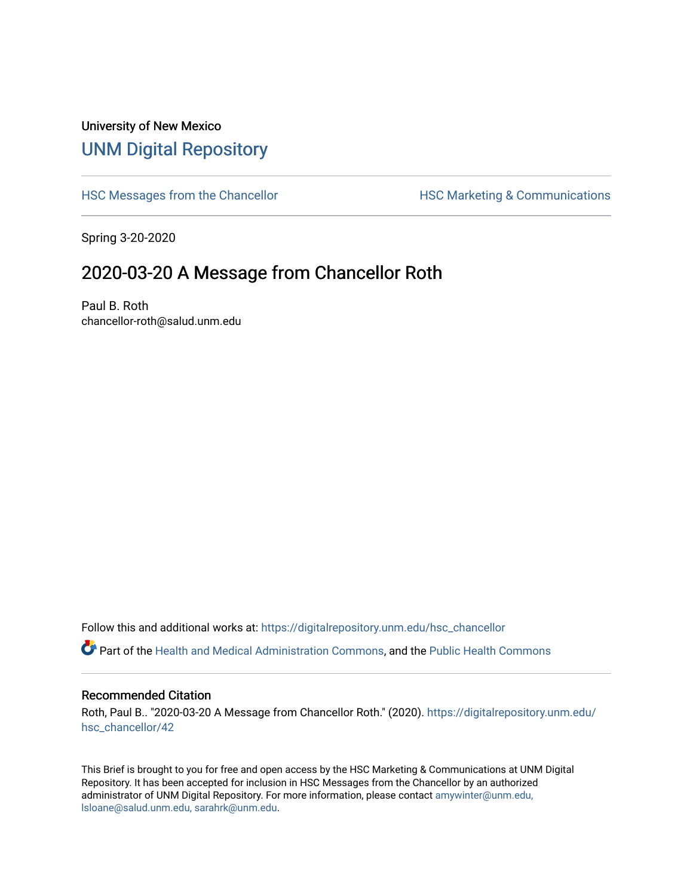University of New Mexico

## UNM Digital Repository

HSC Messages from the Chancellor

HSC Marketing & Communications

Spring 3-20-2020

# 2020-03-20 A Message from Chancellor Roth

Paul B. Roth
chancellor-roth@salud.unm.edu

Follow this and additional works at: https://digitalrepository.unm.edu/hsc_chancellor

Part of the Health and Medical Administration Commons, and the Public Health Commons

### Recommended Citation

Roth, Paul B.. "2020-03-20 A Message from Chancellor Roth." (2020). https://digitalrepository.unm.edu/hsc_chancellor/42

This Brief is brought to you for free and open access by the HSC Marketing & Communications at UNM Digital Repository. It has been accepted for inclusion in HSC Messages from the Chancellor by an authorized administrator of UNM Digital Repository. For more information, please contact amywinter@unm.edu, lsloane@salud.unm.edu, sarahrk@unm.edu.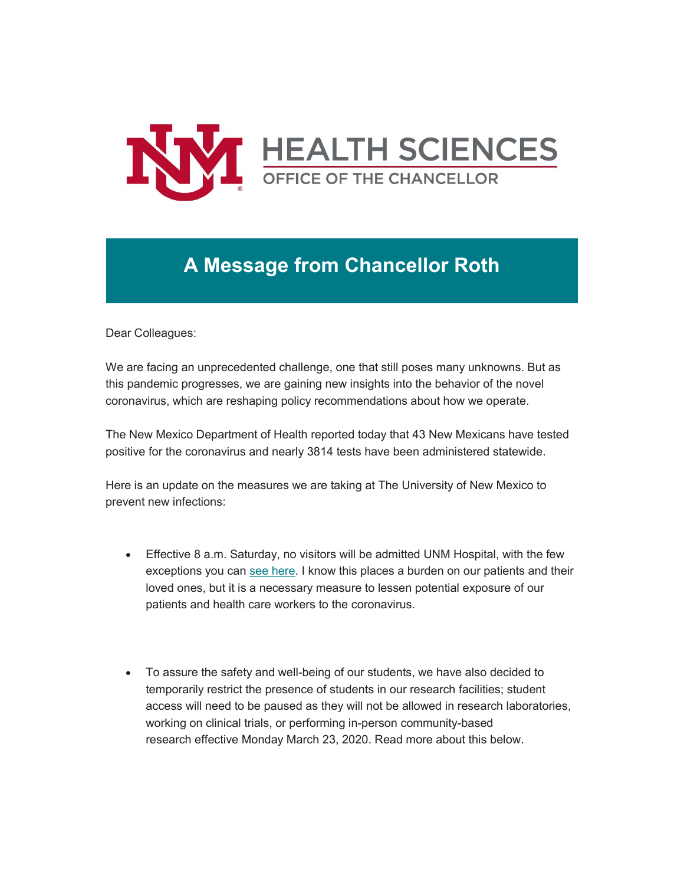HEALTH SCIENCES
OFFICE OF THE CHANCELLOR

# A Message from Chancellor Roth

Dear Colleagues:

We are facing an unprecedented challenge, one that still poses many unknowns. But as this pandemic progresses, we are gaining new insights into the behavior of the novel coronavirus, which are reshaping policy recommendations about how we operate.

The New Mexico Department of Health reported today that 43 New Mexicans have tested positive for the coronavirus and nearly 3814 tests have been administered statewide.

Here is an update on the measures we are taking at The University of New Mexico to prevent new infections:

- Effective 8 a.m. Saturday, no visitors will be admitted UNM Hospital, with the few exceptions you can see here. I know this places a burden on our patients and their loved ones, but it is a necessary measure to lessen potential exposure of our patients and health care workers to the coronavirus.

- To assure the safety and well-being of our students, we have also decided to temporarily restrict the presence of students in our research facilities; student access will need to be paused as they will not be allowed in research laboratories, working on clinical trials, or performing in-person community-based research effective Monday March 23, 2020. Read more about this below.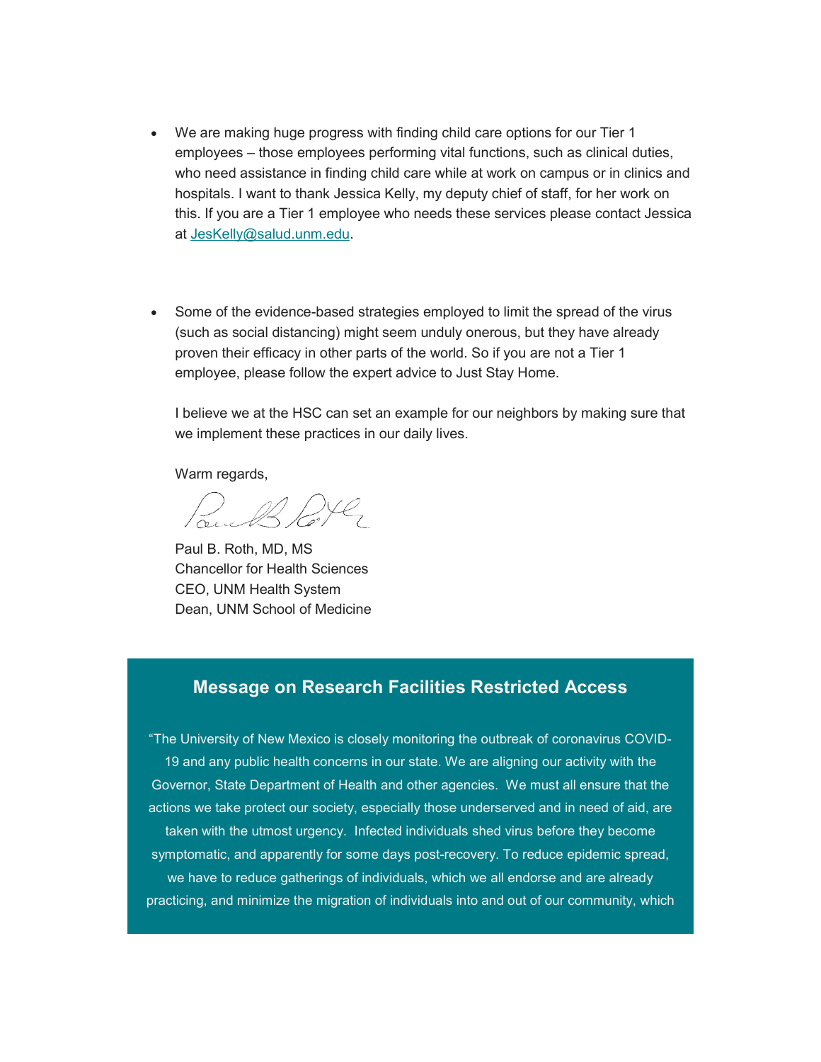- We are making huge progress with finding child care options for our Tier 1 employees – those employees performing vital functions, such as clinical duties, who need assistance in finding child care while at work on campus or in clinics and hospitals. I want to thank Jessica Kelly, my deputy chief of staff, for her work on this. If you are a Tier 1 employee who needs these services please contact Jessica at JesKelly@salud.unm.edu.

- Some of the evidence-based strategies employed to limit the spread of the virus (such as social distancing) might seem unduly onerous, but they have already proven their efficacy in other parts of the world. So if you are not a Tier 1 employee, please follow the expert advice to Just Stay Home.

  I believe we at the HSC can set an example for our neighbors by making sure that we implement these practices in our daily lives.

  Warm regards,

  Paul B. Roth, MD, MS
  Chancellor for Health Sciences
  CEO, UNM Health System
  Dean, UNM School of Medicine

## Message on Research Facilities Restricted Access

"The University of New Mexico is closely monitoring the outbreak of coronavirus COVID-19 and any public health concerns in our state. We are aligning our activity with the Governor, State Department of Health and other agencies. We must all ensure that the actions we take protect our society, especially those underserved and in need of aid, are taken with the utmost urgency. Infected individuals shed virus before they become symptomatic, and apparently for some days post-recovery. To reduce epidemic spread, we have to reduce gatherings of individuals, which we all endorse and are already practicing, and minimize the migration of individuals into and out of our community, which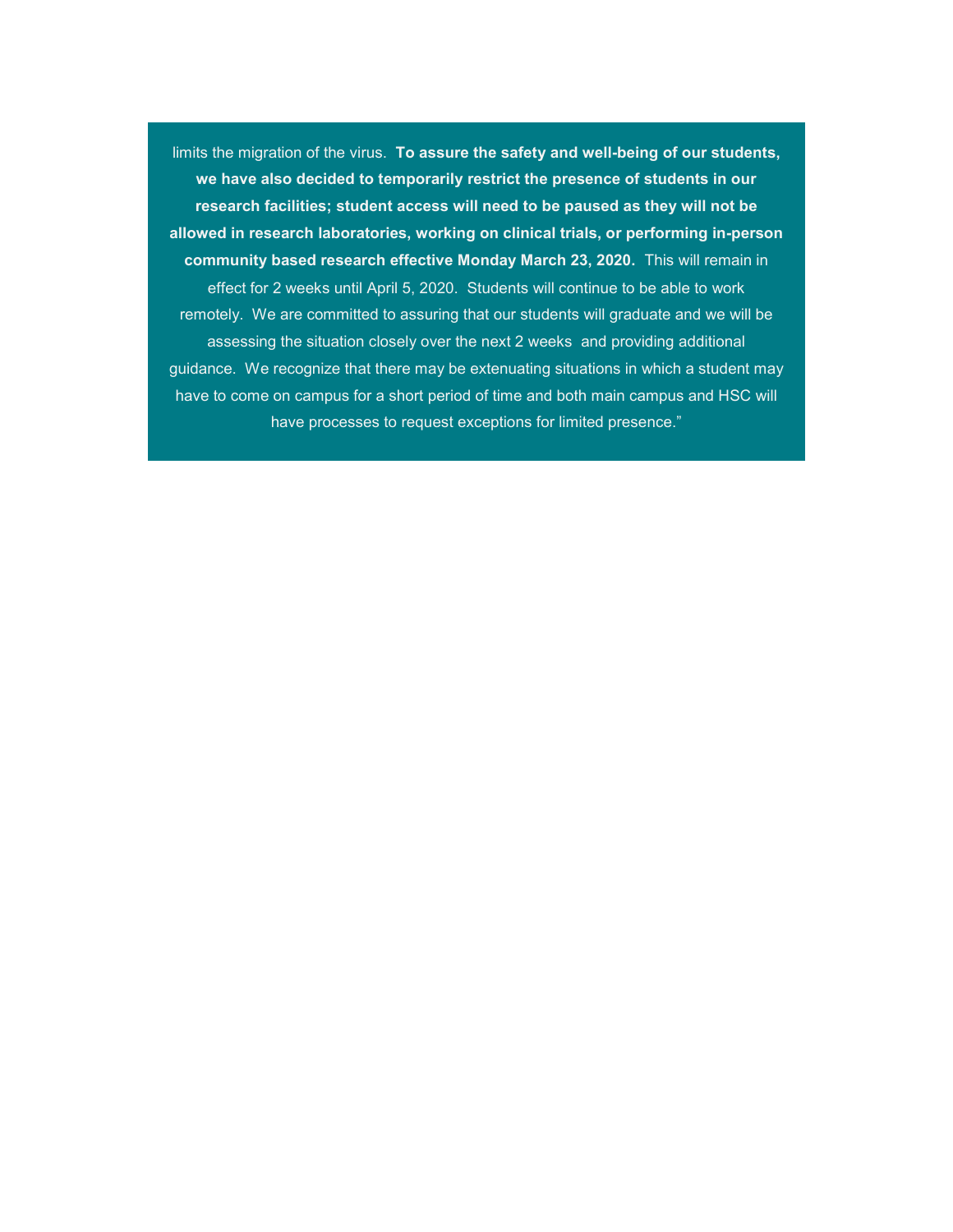limits the migration of the virus. **To assure the safety and well-being of our students, we have also decided to temporarily restrict the presence of students in our research facilities; student access will need to be paused as they will not be allowed in research laboratories, working on clinical trials, or performing in-person community based research effective Monday March 23, 2020.** This will remain in effect for 2 weeks until April 5, 2020. Students will continue to be able to work remotely. We are committed to assuring that our students will graduate and we will be assessing the situation closely over the next 2 weeks and providing additional guidance. We recognize that there may be extenuating situations in which a student may have to come on campus for a short period of time and both main campus and HSC will have processes to request exceptions for limited presence."